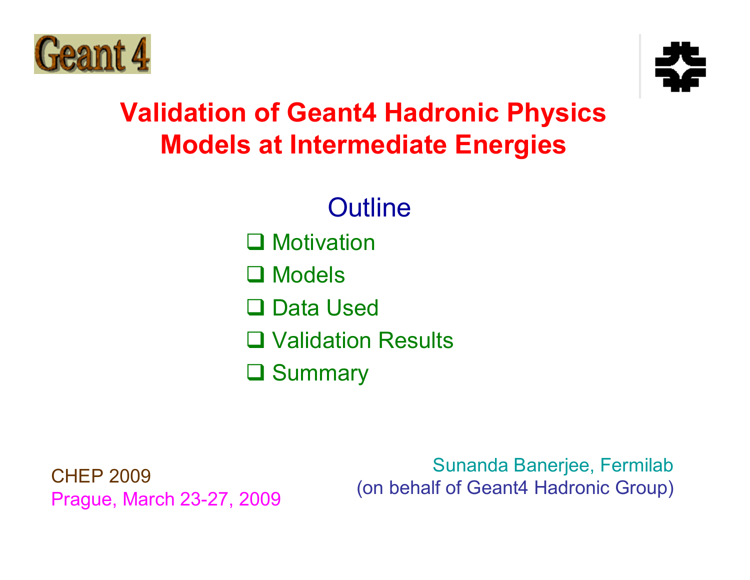# Validation of Geant4 Hadronic Physics Models at Intermediate Energies

## Outline

- Motivation
- Models
- Data Used
- Validation Results
- Summary

CHEP 2009
Prague, March 23-27, 2009

Sunanda Banerjee, Fermilab
(on behalf of Geant4 Hadronic Group)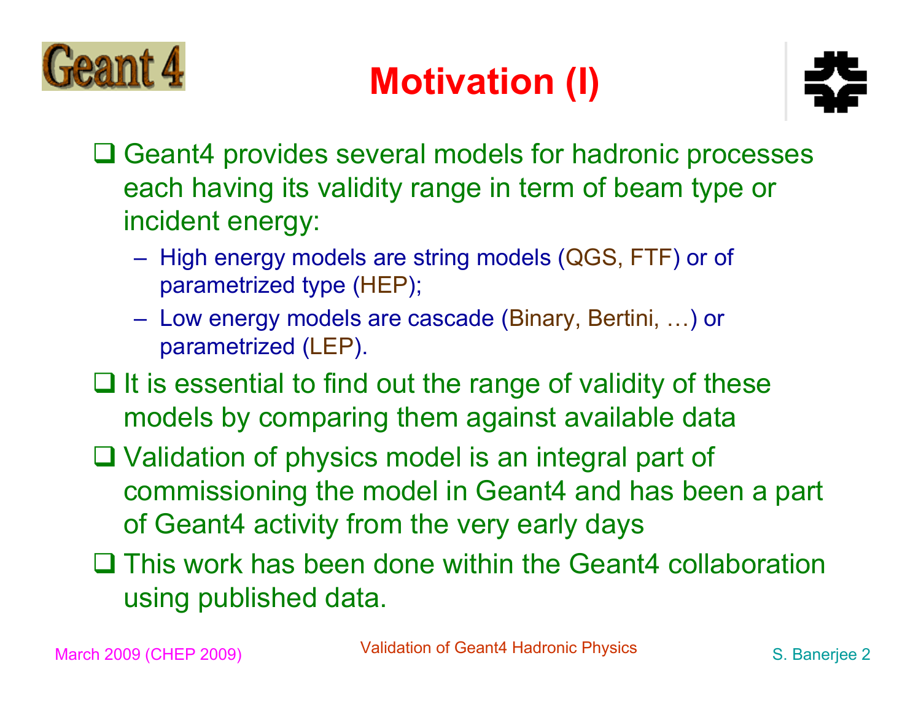# Motivation (I)

- Geant4 provides several models for hadronic processes each having its validity range in term of beam type or incident energy:
  - High energy models are string models (QGS, FTF) or of parametrized type (HEP);
  - Low energy models are cascade (Binary, Bertini, …) or parametrized (LEP).
- It is essential to find out the range of validity of these models by comparing them against available data
- Validation of physics model is an integral part of commissioning the model in Geant4 and has been a part of Geant4 activity from the very early days
- This work has been done within the Geant4 collaboration using published data.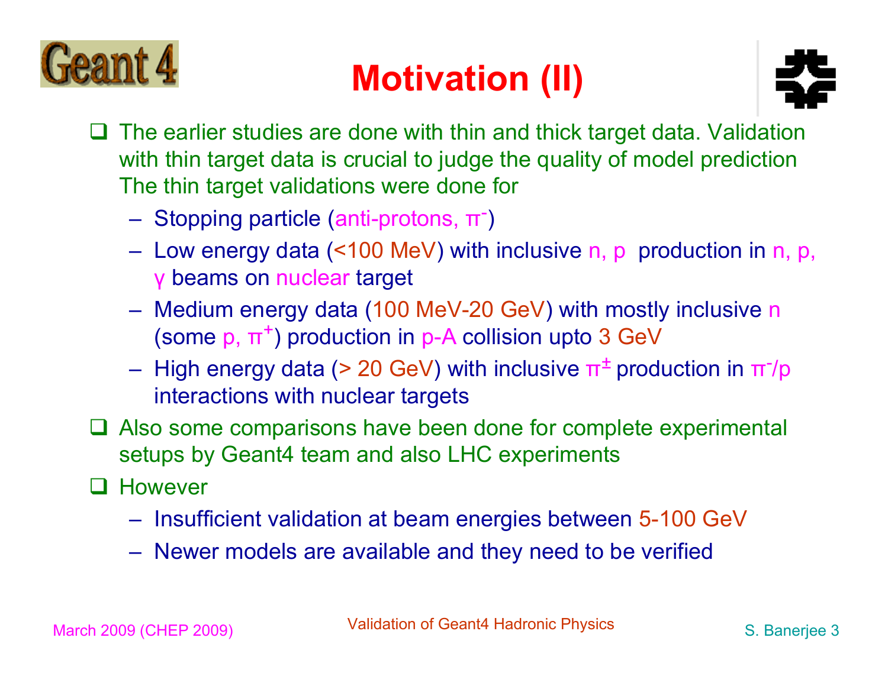# Motivation (II)

- The earlier studies are done with thin and thick target data. Validation with thin target data is crucial to judge the quality of model prediction The thin target validations were done for
  - Stopping particle (anti-protons, $\pi^-$)
  - Low energy data (<100 MeV) with inclusive n, p production in n, p, γ beams on nuclear target
  - Medium energy data (100 MeV-20 GeV) with mostly inclusive n (some p, $\pi^+$) production in p-A collision upto 3 GeV
  - High energy data (> 20 GeV) with inclusive $\pi^\pm$ production in $\pi^-$/p interactions with nuclear targets
- Also some comparisons have been done for complete experimental setups by Geant4 team and also LHC experiments
- However
  - Insufficient validation at beam energies between 5-100 GeV
  - Newer models are available and they need to be verified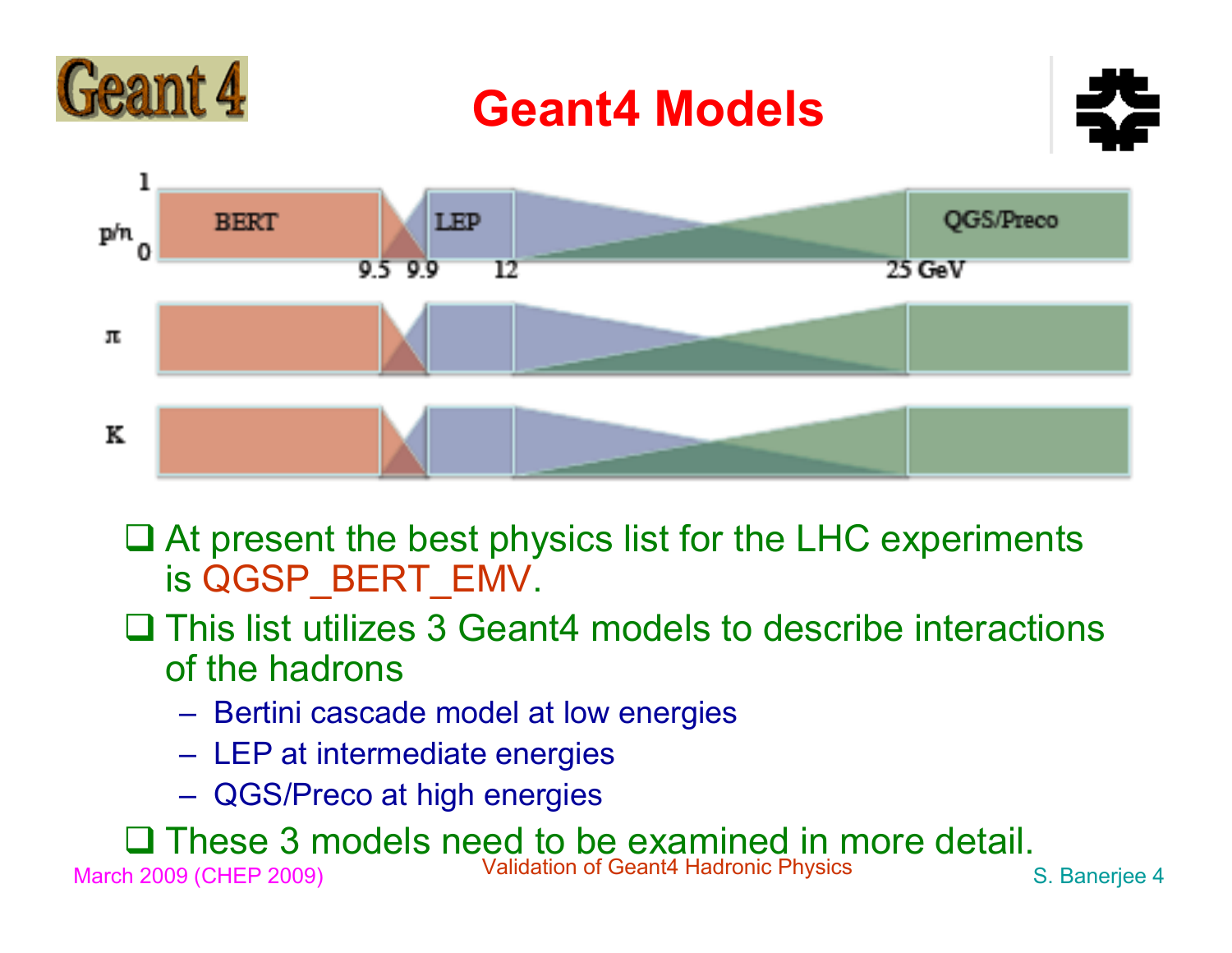# Geant4 Models

| | | | | |
|---|---|---|---|---|
| p/n | BERT | 9.5 9.9 | LEP 12 | 25 GeV QGS/Preco |
| π | | | | |
| K | | | | |

- At present the best physics list for the LHC experiments is QGSP_BERT_EMV.
- This list utilizes 3 Geant4 models to describe interactions of the hadrons
  - Bertini cascade model at low energies
  - LEP at intermediate energies
  - QGS/Preco at high energies
- These 3 models need to be examined in more detail.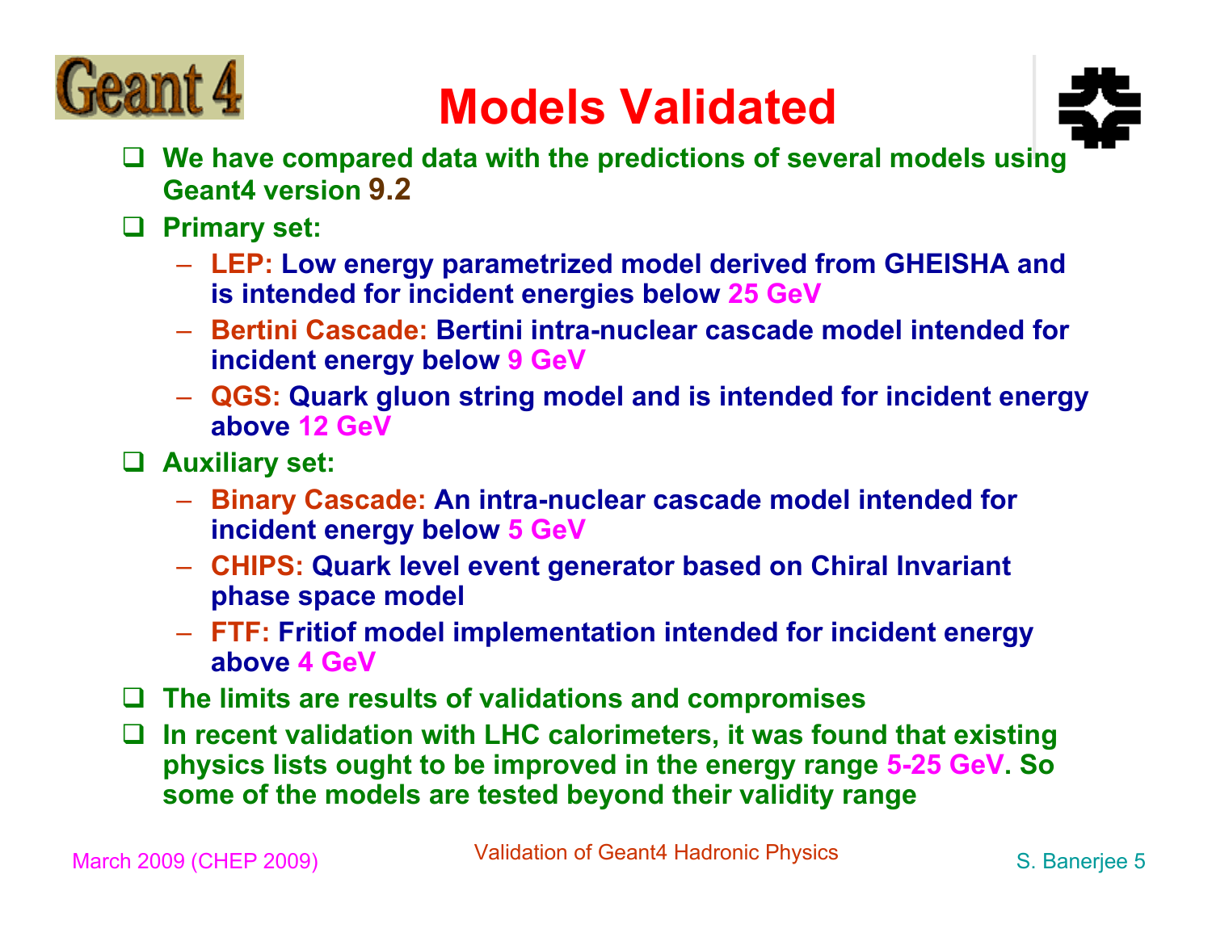# Models Validated

- We have compared data with the predictions of several models using Geant4 version 9.2
- Primary set:
  - **LEP:** Low energy parametrized model derived from GHEISHA and is intended for incident energies below 25 GeV
  - **Bertini Cascade:** Bertini intra-nuclear cascade model intended for incident energy below 9 GeV
  - **QGS:** Quark gluon string model and is intended for incident energy above 12 GeV
- Auxiliary set:
  - **Binary Cascade:** An intra-nuclear cascade model intended for incident energy below 5 GeV
  - **CHIPS:** Quark level event generator based on Chiral Invariant phase space model
  - **FTF:** Fritiof model implementation intended for incident energy above 4 GeV
- The limits are results of validations and compromises
- In recent validation with LHC calorimeters, it was found that existing physics lists ought to be improved in the energy range 5-25 GeV. So some of the models are tested beyond their validity range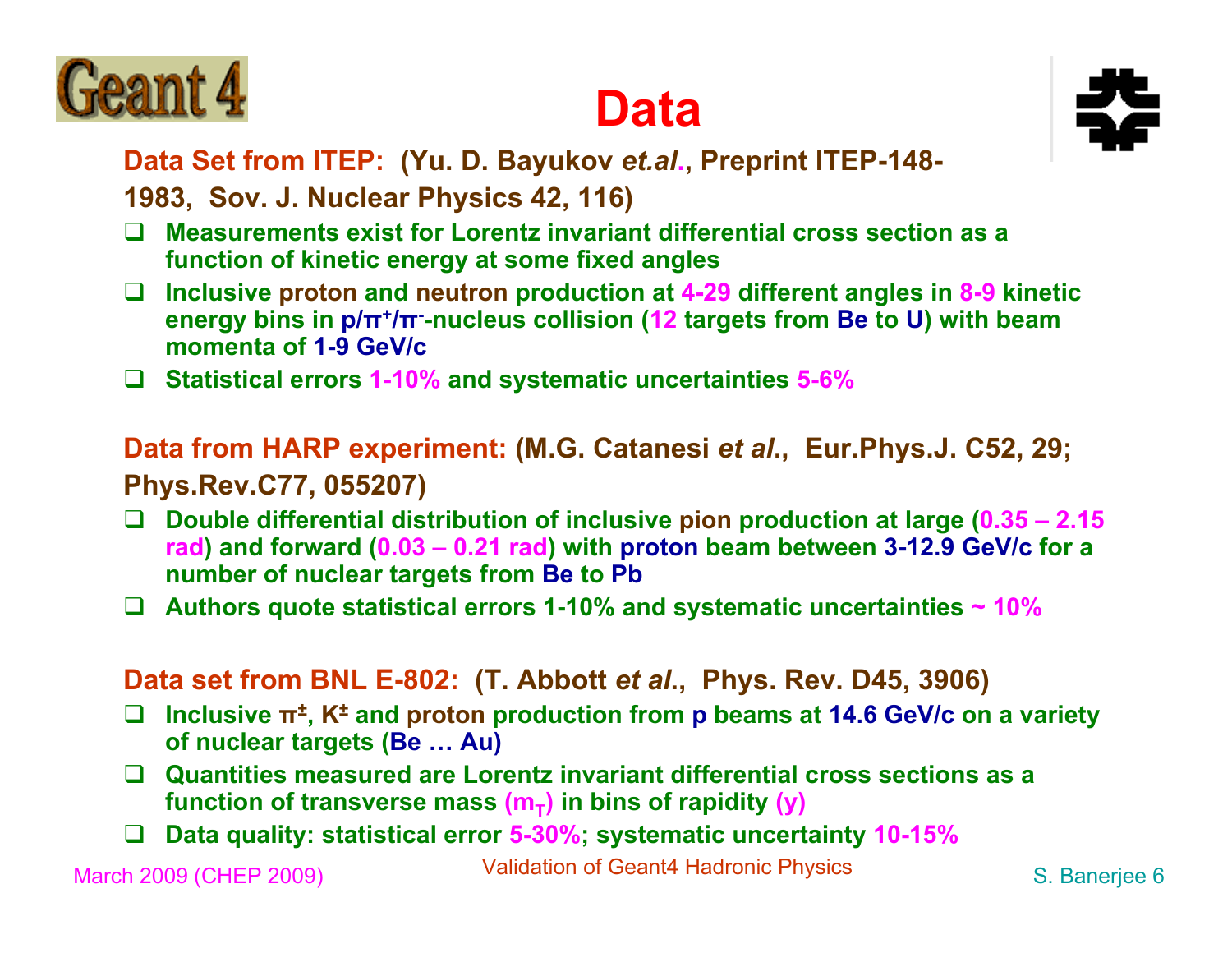# Data

**Data Set from ITEP: (Yu. D. Bayukov *et.al.*, Preprint ITEP-148-1983, Sov. J. Nuclear Physics 42, 116)**

- Measurements exist for Lorentz invariant differential cross section as a function of kinetic energy at some fixed angles
- Inclusive proton and neutron production at 4-29 different angles in 8-9 kinetic energy bins in $p/\pi^+/\pi^-$-nucleus collision (12 targets from Be to U) with beam momenta of 1-9 GeV/c
- Statistical errors 1-10% and systematic uncertainties 5-6%

**Data from HARP experiment: (M.G. Catanesi *et al.*, Eur.Phys.J. C52, 29; Phys.Rev.C77, 055207)**

- Double differential distribution of inclusive pion production at large (0.35 – 2.15 rad) and forward (0.03 – 0.21 rad) with proton beam between 3-12.9 GeV/c for a number of nuclear targets from Be to Pb
- Authors quote statistical errors 1-10% and systematic uncertainties ~ 10%

**Data set from BNL E-802: (T. Abbott *et al.*, Phys. Rev. D45, 3906)**

- Inclusive $\pi^\pm$, $K^\pm$ and proton production from p beams at 14.6 GeV/c on a variety of nuclear targets (Be … Au)
- Quantities measured are Lorentz invariant differential cross sections as a function of transverse mass ($m_T$) in bins of rapidity ($y$)
- Data quality: statistical error 5-30%; systematic uncertainty 10-15%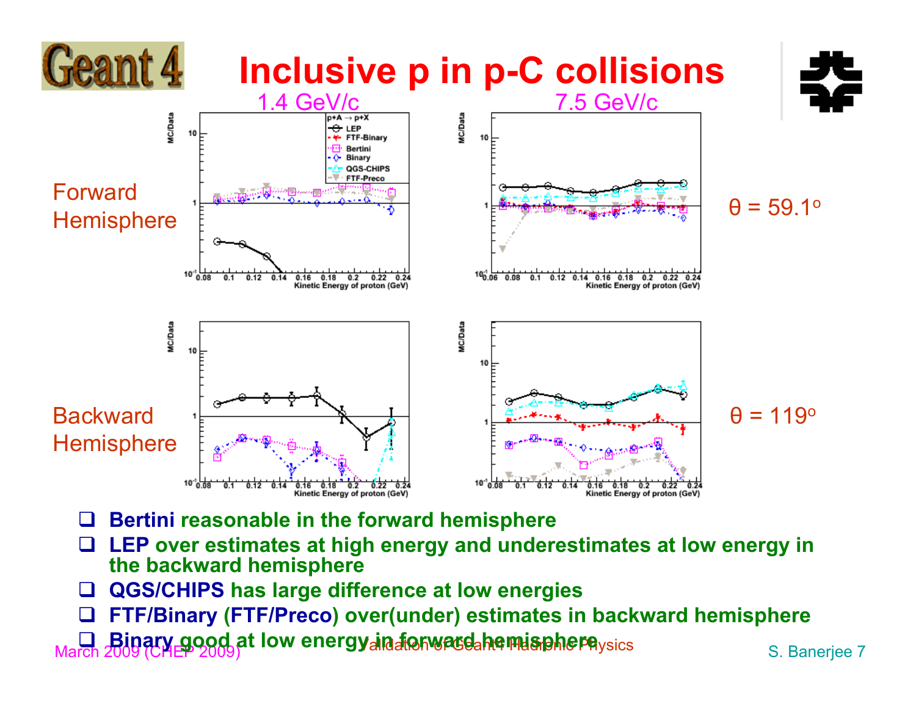# Inclusive p in p-C collisions

1.4 GeV/c | 7.5 GeV/c

Forward Hemisphere — θ = 59.1°

Backward Hemisphere — θ = 119°

- **Bertini** reasonable in the forward hemisphere
- **LEP** over estimates at high energy and underestimates at low energy in the backward hemisphere
- **QGS/CHIPS** has large difference at low energies
- **FTF/Binary** (**FTF/Preco**) over(under) estimates in backward hemisphere
- **Binary** good at low energy in forward hemisphere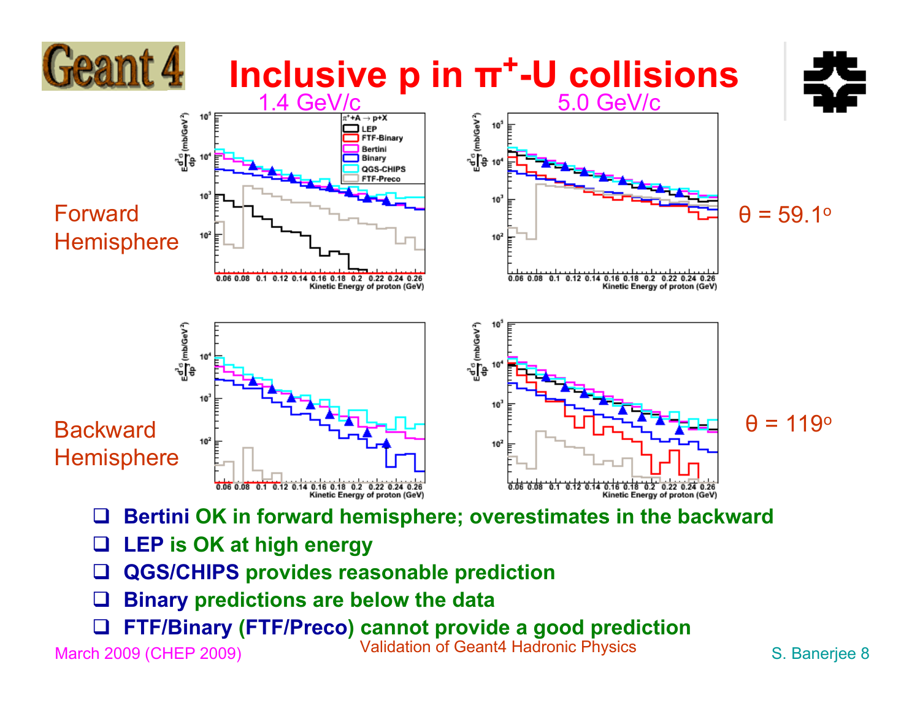# Inclusive p in $\pi^+$-U collisions

1.4 GeV/c

5.0 GeV/c

Forward Hemisphere

$\theta = 59.1^o$

Backward Hemisphere

$\theta = 119^o$

- **Bertini** OK in forward hemisphere; overestimates in the backward
- **LEP** is OK at high energy
- **QGS/CHIPS** provides reasonable prediction
- **Binary** predictions are below the data
- **FTF/Binary** (**FTF/Preco**) cannot provide a good prediction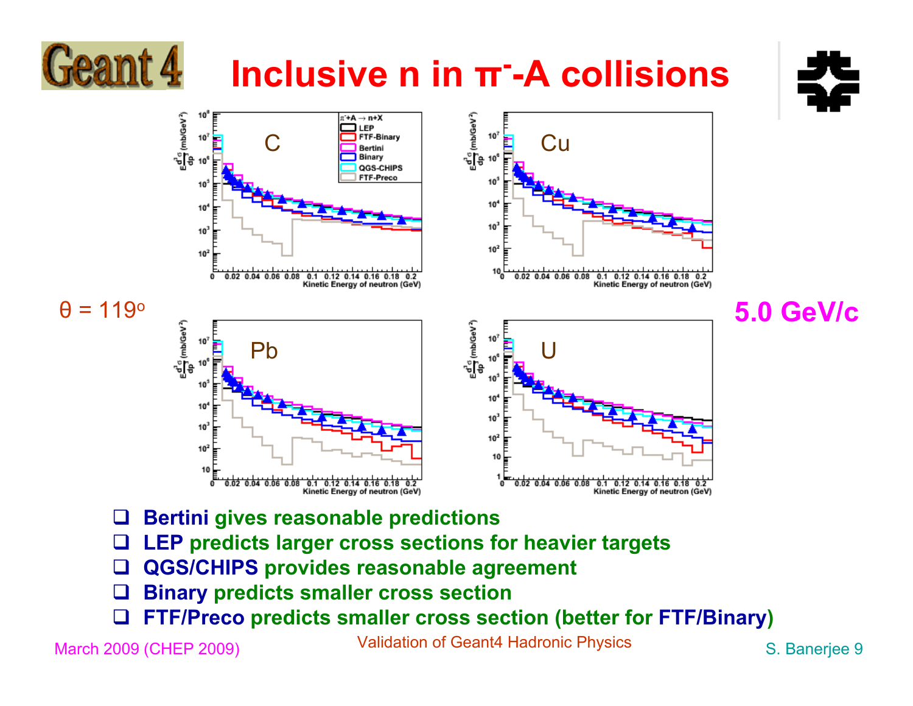# Inclusive n in $\pi^-$-A collisions

θ = 119°

5.0 GeV/c

- **Bertini** gives reasonable predictions
- **LEP** predicts larger cross sections for heavier targets
- **QGS/CHIPS** provides reasonable agreement
- **Binary** predicts smaller cross section
- **FTF/Preco** predicts smaller cross section (better for **FTF/Binary**)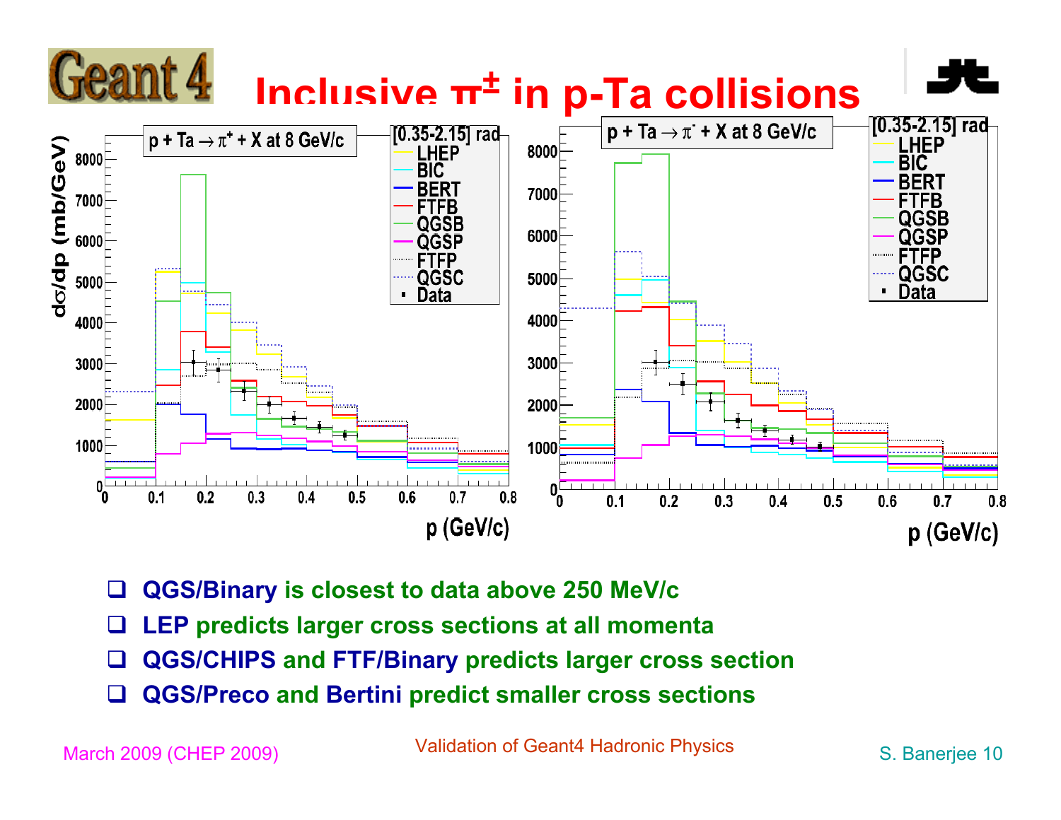# Inclusive $\pi^{\pm}$ in p-Ta collisions

- **QGS/Binary** is closest to data above 250 MeV/c
- **LEP** predicts larger cross sections at all momenta
- **QGS/CHIPS** and **FTF/Binary** predicts larger cross section
- **QGS/Preco** and **Bertini** predict smaller cross sections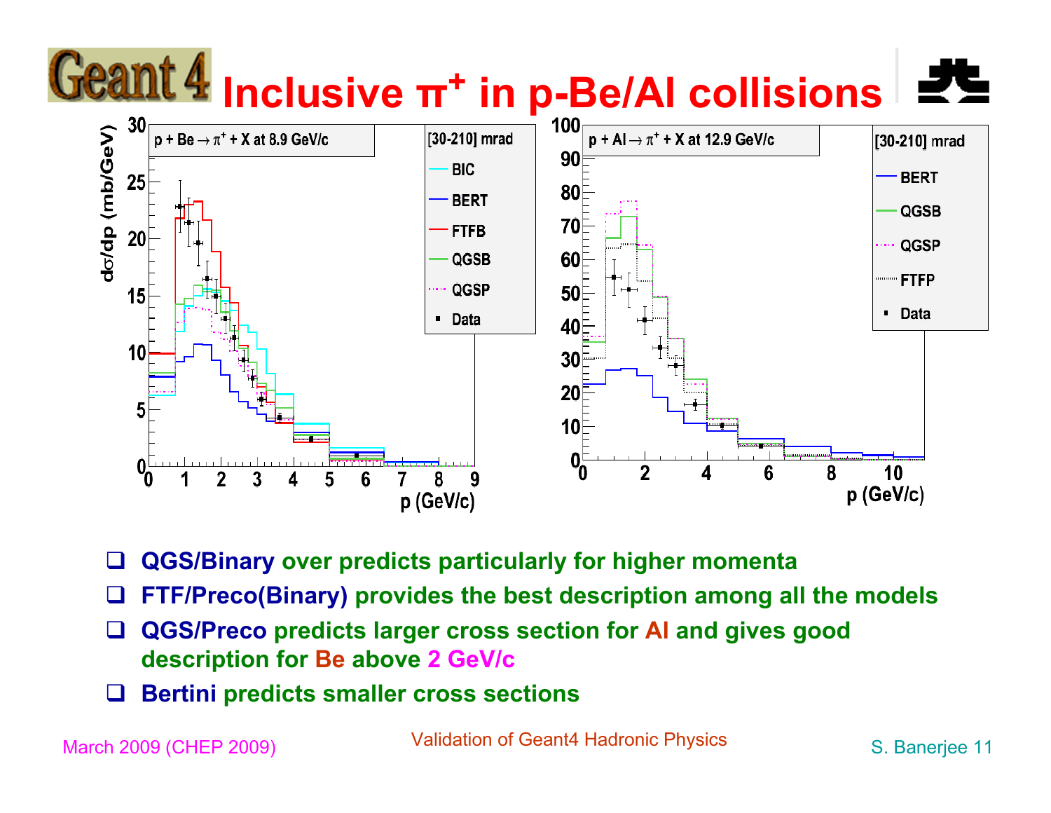# Inclusive $\pi^+$ in p-Be/Al collisions

- **QGS/Binary** over predicts particularly for higher momenta
- **FTF/Preco(Binary)** provides the best description among all the models
- **QGS/Preco** predicts larger cross section for Al and gives good description for Be above 2 GeV/c
- **Bertini** predicts smaller cross sections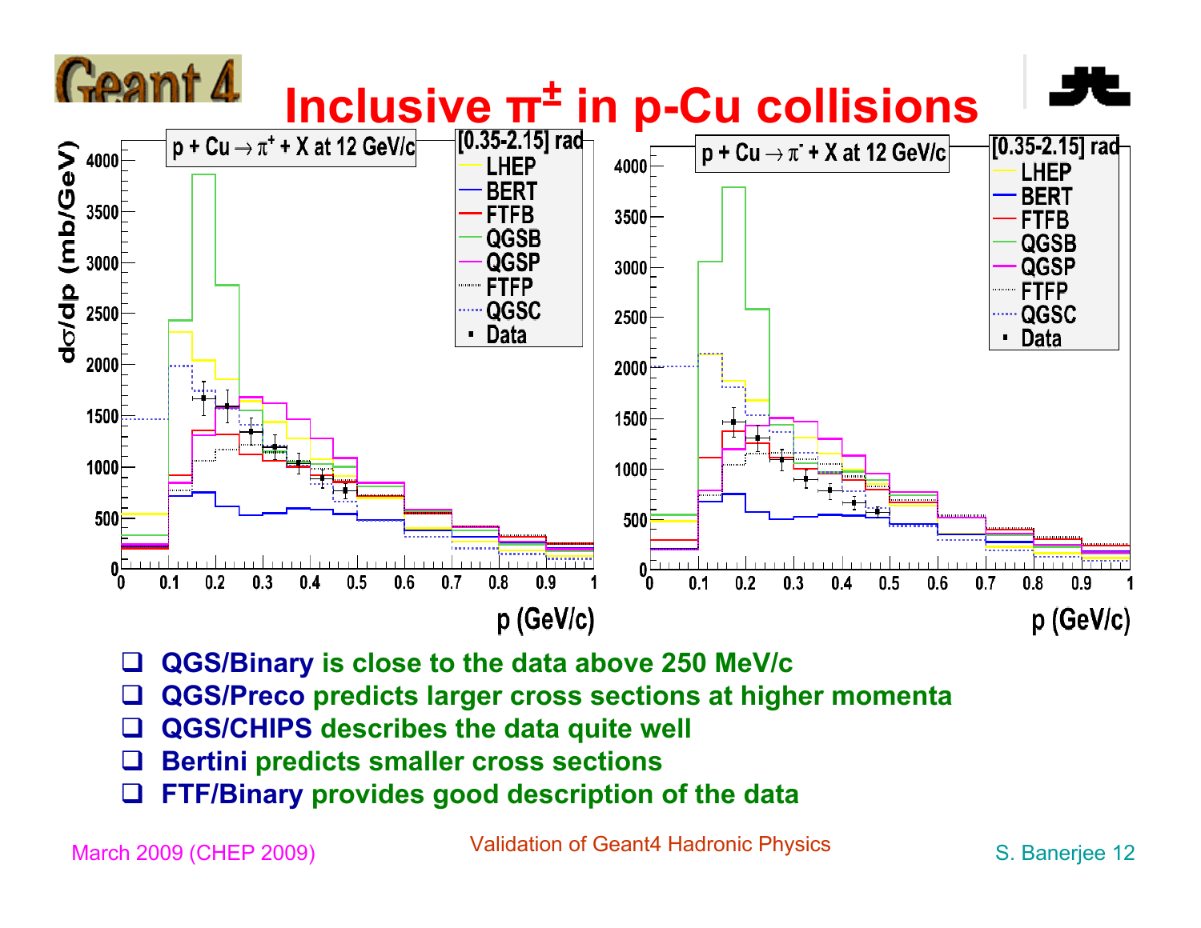# Inclusive $\pi^{\pm}$ in p-Cu collisions

- **QGS/Binary** is close to the data above 250 MeV/c
- **QGS/Preco** predicts larger cross sections at higher momenta
- **QGS/CHIPS** describes the data quite well
- **Bertini** predicts smaller cross sections
- **FTF/Binary** provides good description of the data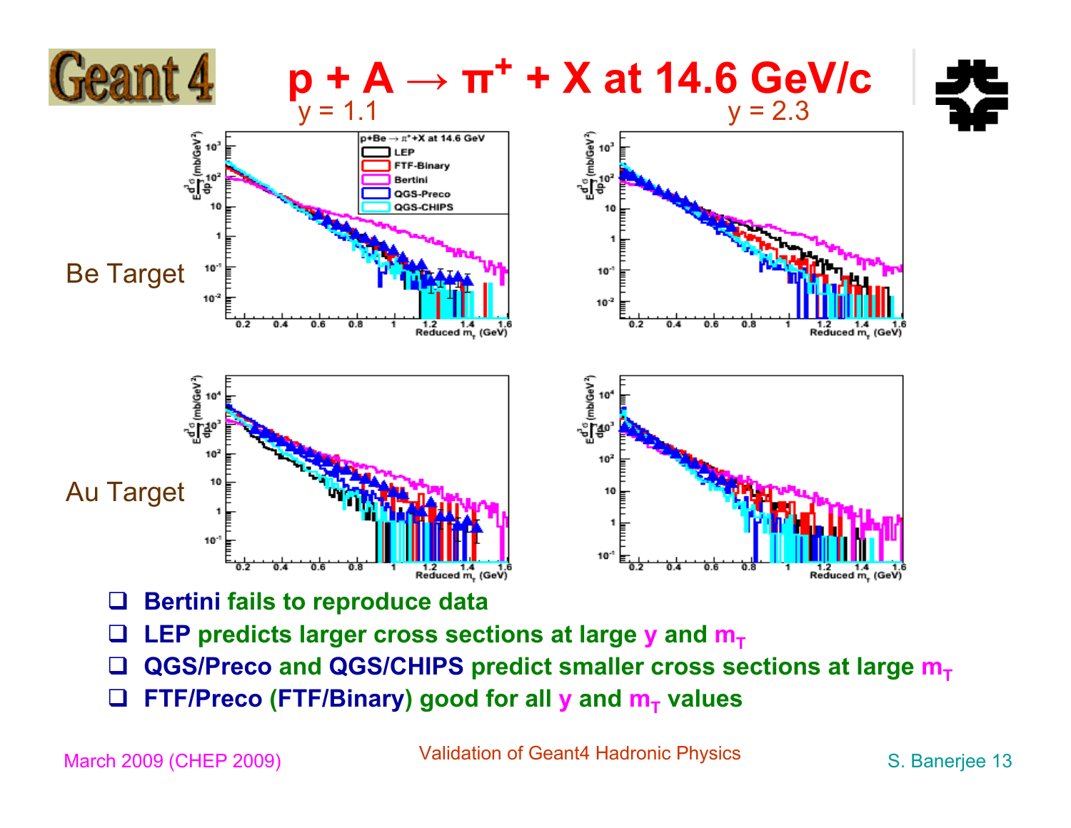# p + A → $\pi^+$ + X at 14.6 GeV/c

y = 1.1 &nbsp;&nbsp;&nbsp;&nbsp;&nbsp;&nbsp;&nbsp;&nbsp; y = 2.3

Be Target

Au Target

- **Bertini** fails to reproduce data
- **LEP** predicts larger cross sections at large y and $m_T$
- **QGS/Preco** and **QGS/CHIPS** predict smaller cross sections at large $m_T$
- **FTF/Preco** (**FTF/Binary**) good for all y and $m_T$ values

March 2009 (CHEP 2009) &nbsp;&nbsp;&nbsp; Validation of Geant4 Hadronic Physics &nbsp;&nbsp;&nbsp; S. Banerjee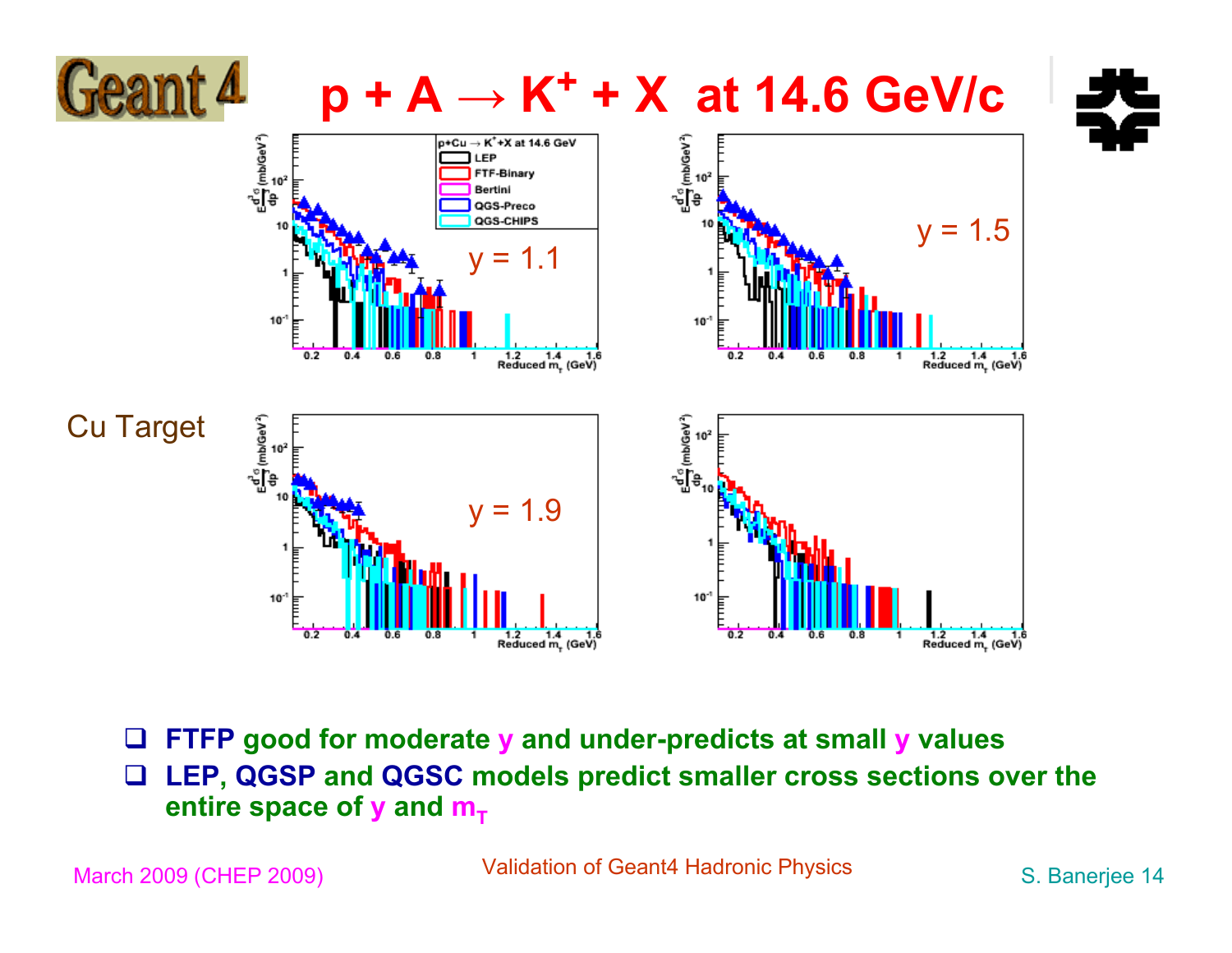# $p + A \rightarrow K^{+} + X$ at 14.6 GeV/c

Cu Target

p+Cu → K⁺+X at 14.6 GeV

- LEP
- FTF-Binary
- Bertini
- QGS-Preco
- QGS-CHIPS

y = 1.1

y = 1.5

y = 1.9

- **FTFP good for moderate y and under-predicts at small y values**
- **LEP, QGSP and QGSC models predict smaller cross sections over the entire space of y and $m_T$**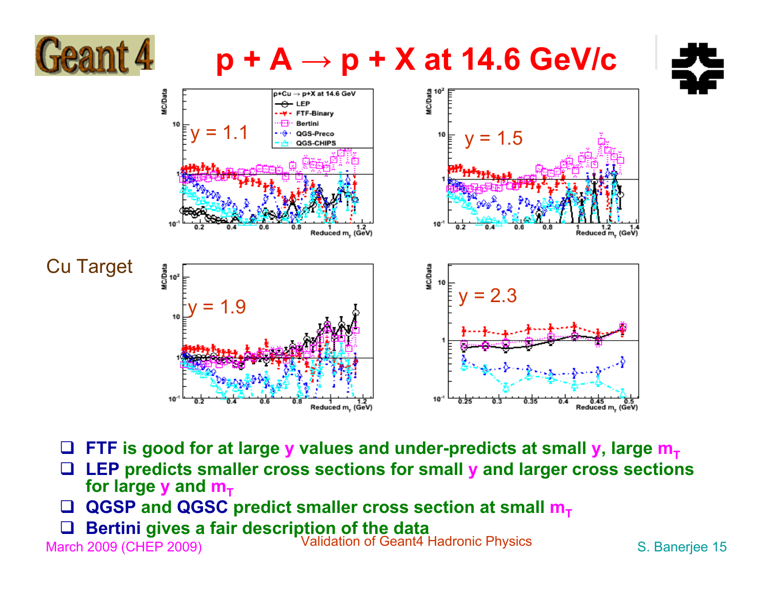# p + A → p + X at 14.6 GeV/c

Cu Target

- **FTF** is good for at large **y** values and under-predicts at small **y**, large $m_T$
- **LEP** predicts smaller cross sections for small **y** and larger cross sections for large **y** and $m_T$
- **QGSP** and **QGSC** predict smaller cross section at small $m_T$
- **Bertini** gives a fair description of the data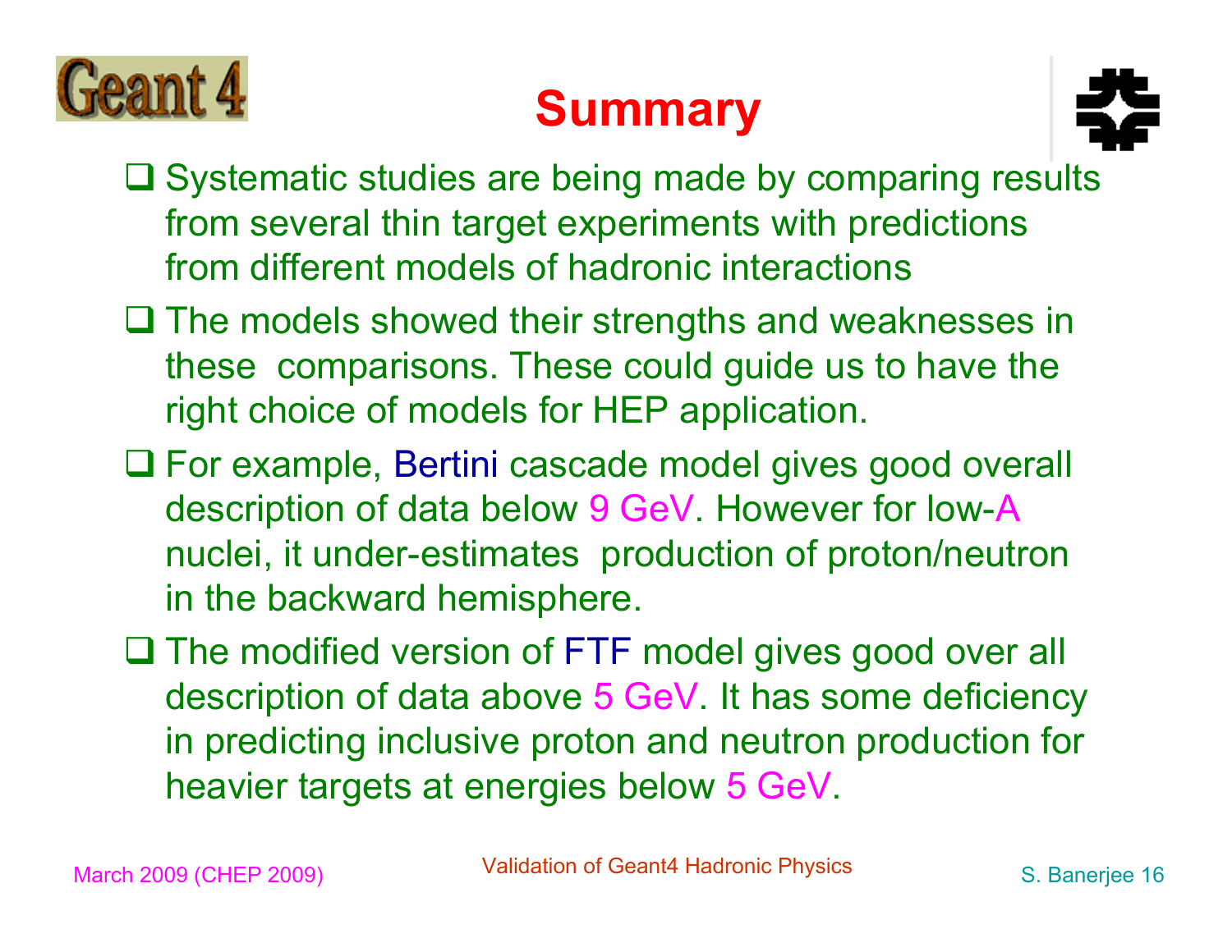# Summary

- Systematic studies are being made by comparing results from several thin target experiments with predictions from different models of hadronic interactions
- The models showed their strengths and weaknesses in these comparisons. These could guide us to have the right choice of models for HEP application.
- For example, Bertini cascade model gives good overall description of data below 9 GeV. However for low-A nuclei, it under-estimates production of proton/neutron in the backward hemisphere.
- The modified version of FTF model gives good over all description of data above 5 GeV. It has some deficiency in predicting inclusive proton and neutron production for heavier targets at energies below 5 GeV.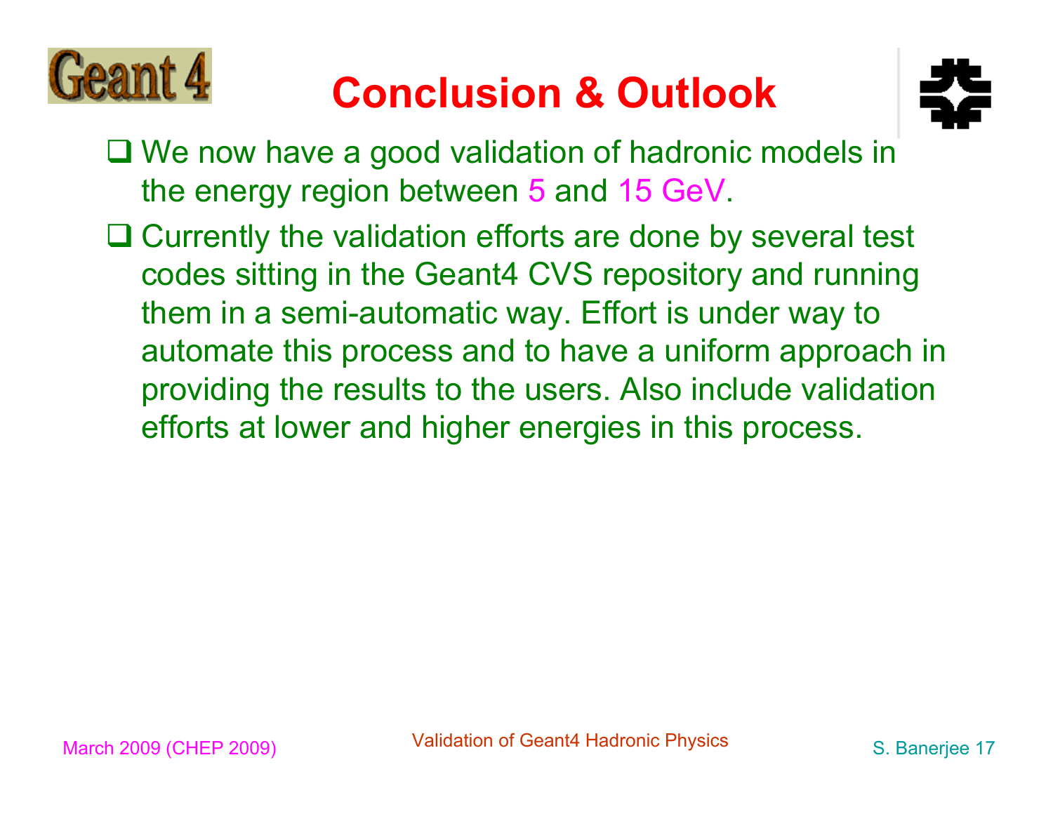# Conclusion & Outlook

- We now have a good validation of hadronic models in the energy region between 5 and 15 GeV.
- Currently the validation efforts are done by several test codes sitting in the Geant4 CVS repository and running them in a semi-automatic way. Effort is under way to automate this process and to have a uniform approach in providing the results to the users. Also include validation efforts at lower and higher energies in this process.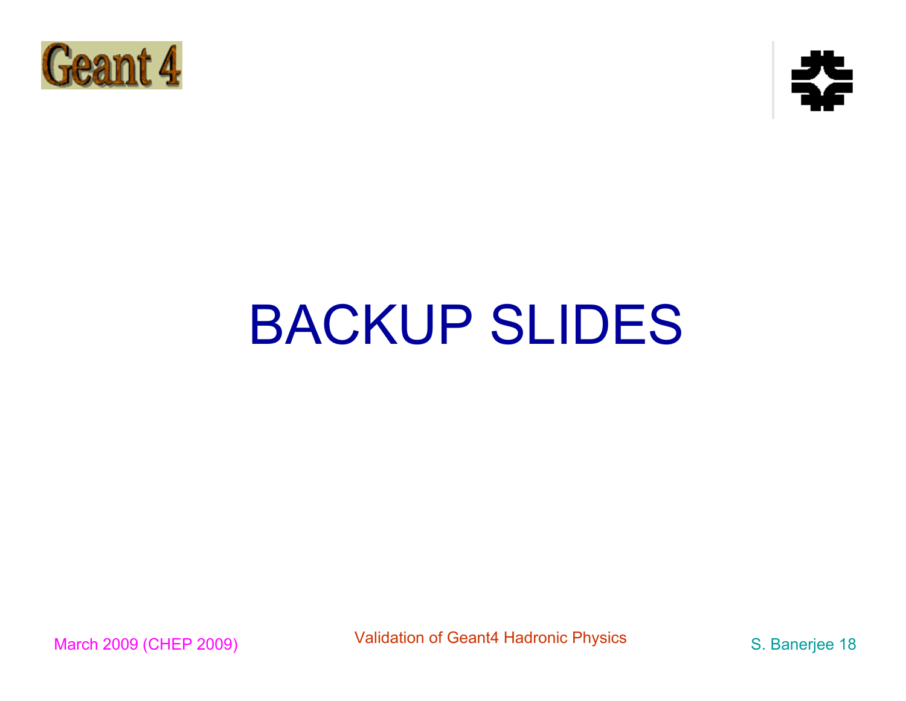# BACKUP SLIDES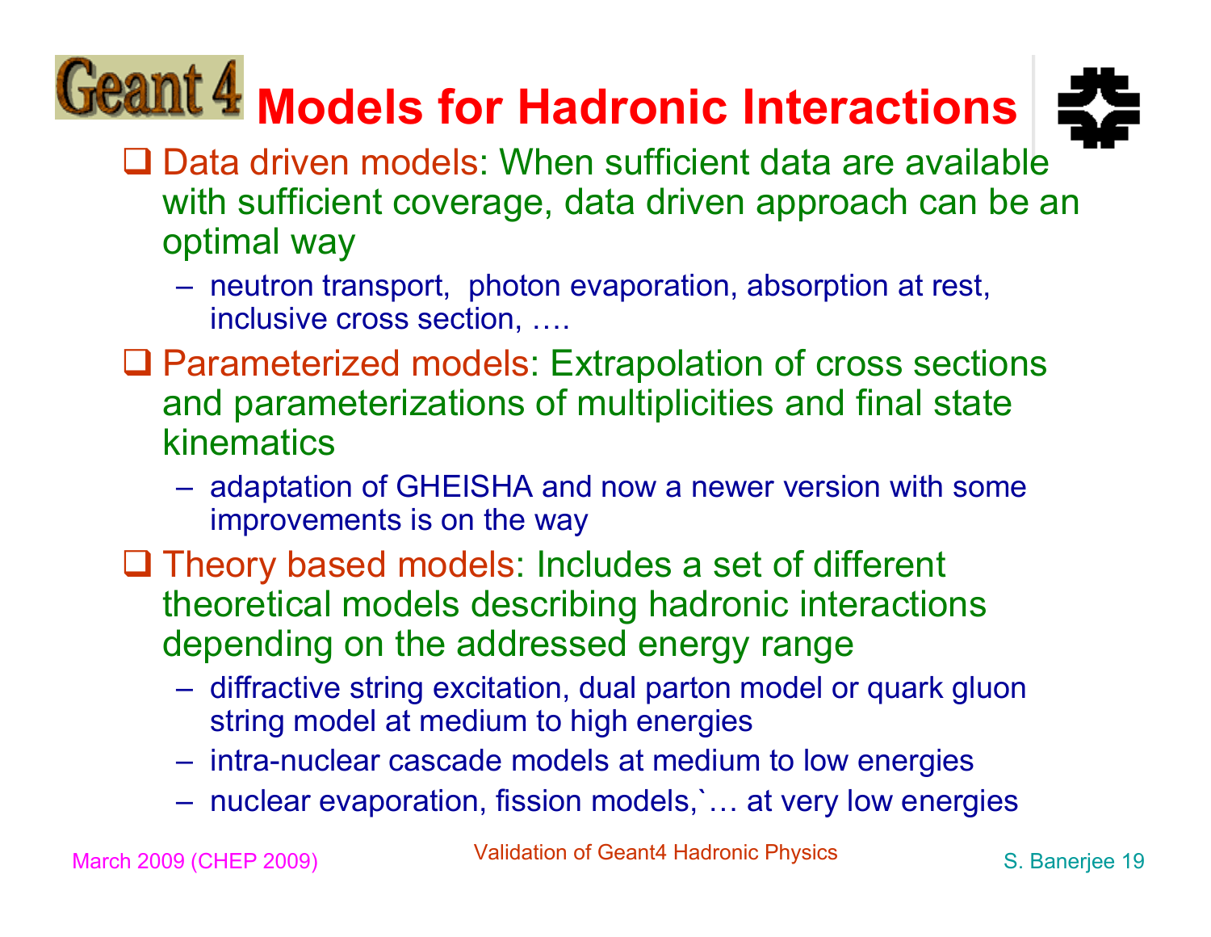# Geant 4 Models for Hadronic Interactions

- Data driven models: When sufficient data are available with sufficient coverage, data driven approach can be an optimal way
  - neutron transport, photon evaporation, absorption at rest, inclusive cross section, ….
- Parameterized models: Extrapolation of cross sections and parameterizations of multiplicities and final state kinematics
  - adaptation of GHEISHA and now a newer version with some improvements is on the way
- Theory based models: Includes a set of different theoretical models describing hadronic interactions depending on the addressed energy range
  - diffractive string excitation, dual parton model or quark gluon string model at medium to high energies
  - intra-nuclear cascade models at medium to low energies
  - nuclear evaporation, fission models,`… at very low energies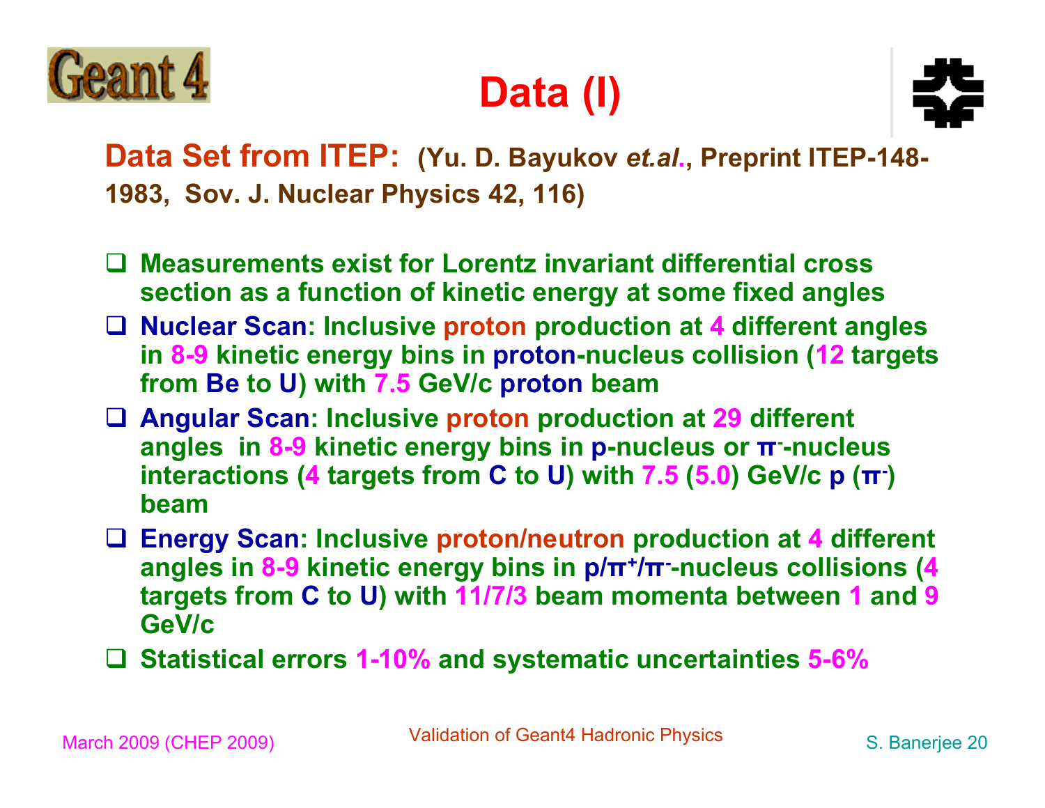# Data (I)

**Data Set from ITEP:** (Yu. D. Bayukov *et.al.*, Preprint ITEP-148-1983, Sov. J. Nuclear Physics 42, 116)

- Measurements exist for Lorentz invariant differential cross section as a function of kinetic energy at some fixed angles
- **Nuclear Scan**: Inclusive proton production at 4 different angles in 8-9 kinetic energy bins in proton-nucleus collision (12 targets from Be to U) with 7.5 GeV/c proton beam
- **Angular Scan**: Inclusive proton production at 29 different angles in 8-9 kinetic energy bins in p-nucleus or $\pi^-$-nucleus interactions (4 targets from C to U) with 7.5 (5.0) GeV/c p ($\pi^-$) beam
- **Energy Scan**: Inclusive proton/neutron production at 4 different angles in 8-9 kinetic energy bins in p/$\pi^+$/$\pi^-$-nucleus collisions (4 targets from C to U) with 11/7/3 beam momenta between 1 and 9 GeV/c
- Statistical errors 1-10% and systematic uncertainties 5-6%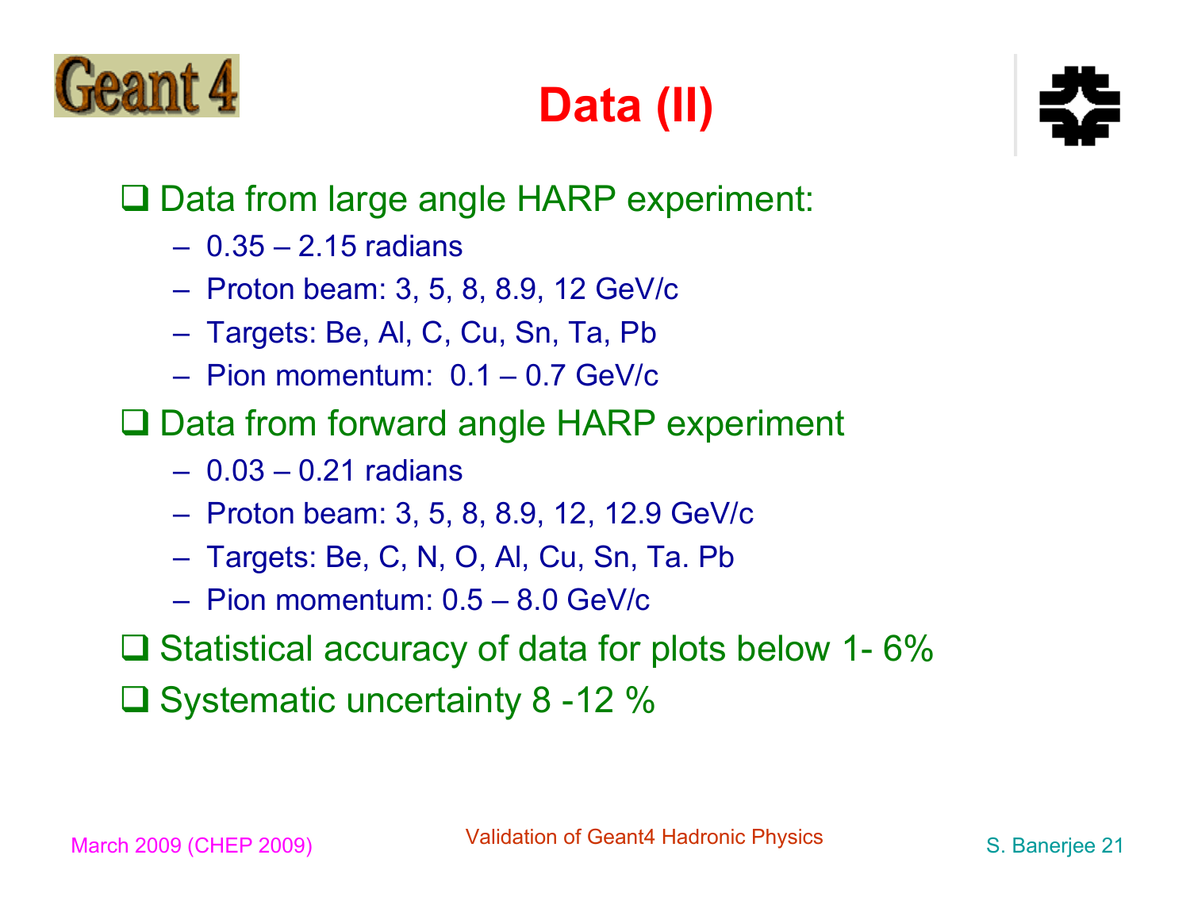# Data (II)

- Data from large angle HARP experiment:
  - 0.35 – 2.15 radians
  - Proton beam: 3, 5, 8, 8.9, 12 GeV/c
  - Targets: Be, Al, C, Cu, Sn, Ta, Pb
  - Pion momentum: 0.1 – 0.7 GeV/c
- Data from forward angle HARP experiment
  - 0.03 – 0.21 radians
  - Proton beam: 3, 5, 8, 8.9, 12, 12.9 GeV/c
  - Targets: Be, C, N, O, Al, Cu, Sn, Ta. Pb
  - Pion momentum: 0.5 – 8.0 GeV/c
- Statistical accuracy of data for plots below 1- 6%
- Systematic uncertainty 8 -12 %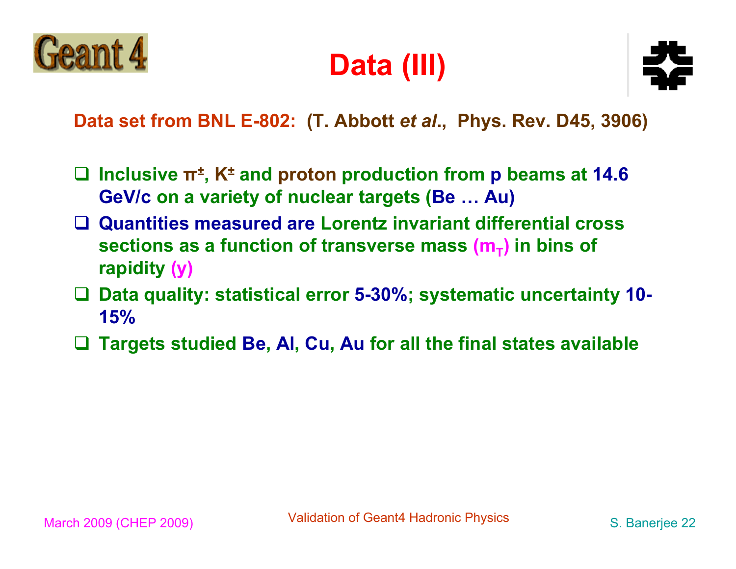# Data (III)

**Data set from BNL E-802: (T. Abbott *et al*., Phys. Rev. D45, 3906)**

- **Inclusive $\pi^{\pm}$, $K^{\pm}$ and proton production from p beams at 14.6 GeV/c on a variety of nuclear targets (Be … Au)**
- **Quantities measured are Lorentz invariant differential cross sections as a function of transverse mass ($m_T$) in bins of rapidity ($y$)**
- **Data quality: statistical error 5-30%; systematic uncertainty 10-15%**
- **Targets studied Be, Al, Cu, Au for all the final states available**